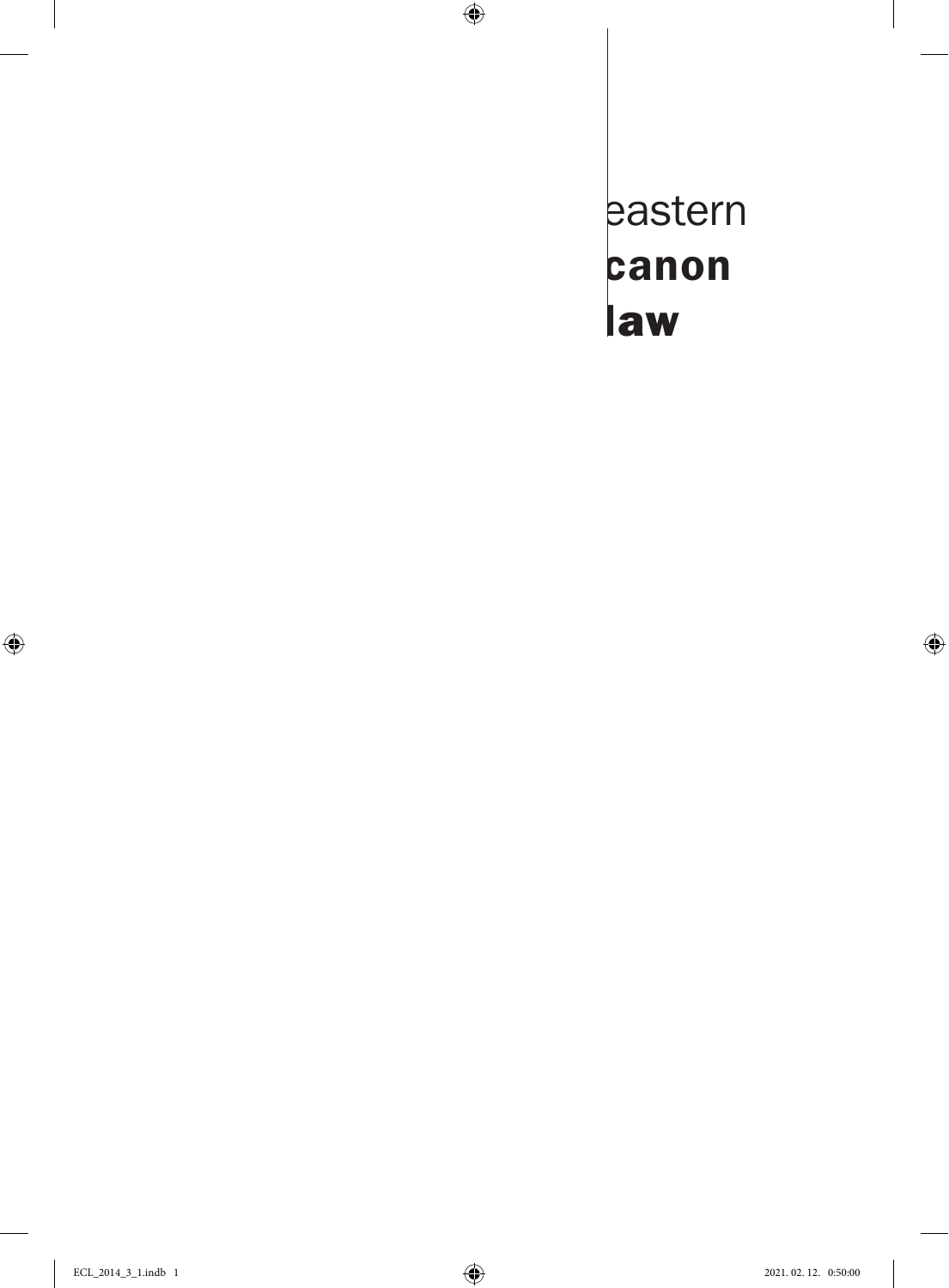eastern
**canon**
**law**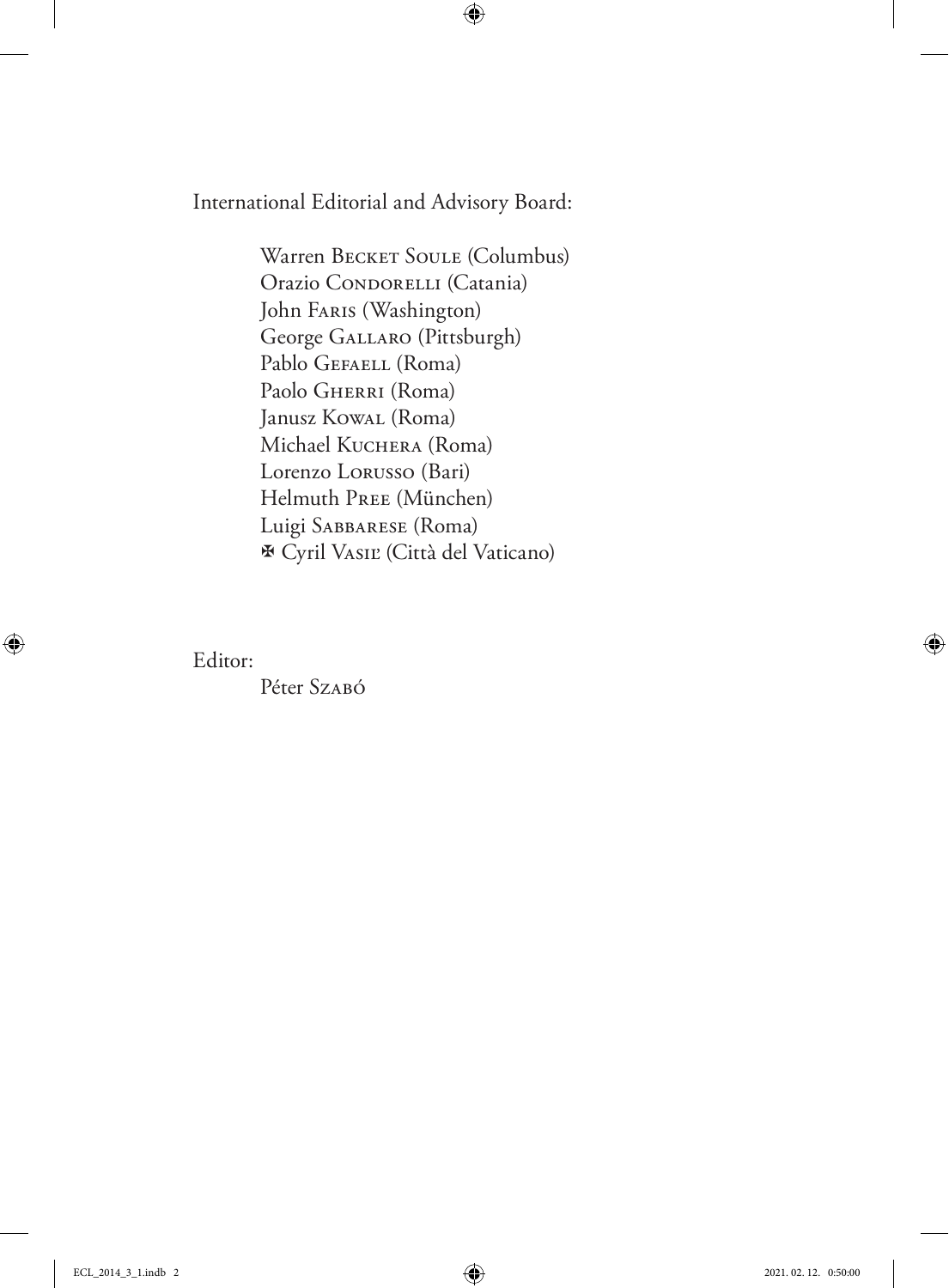International Editorial and Advisory Board:

Warren Becket Soule (Columbus)
Orazio Condorelli (Catania)
John Faris (Washington)
George Gallaro (Pittsburgh)
Pablo Gefaell (Roma)
Paolo Gherri (Roma)
Janusz Kowal (Roma)
Michael Kuchera (Roma)
Lorenzo Lorusso (Bari)
Helmuth Pree (München)
Luigi Sabbarese (Roma)
✠ Cyril Vasiľ (Città del Vaticano)

Editor:

Péter Szabó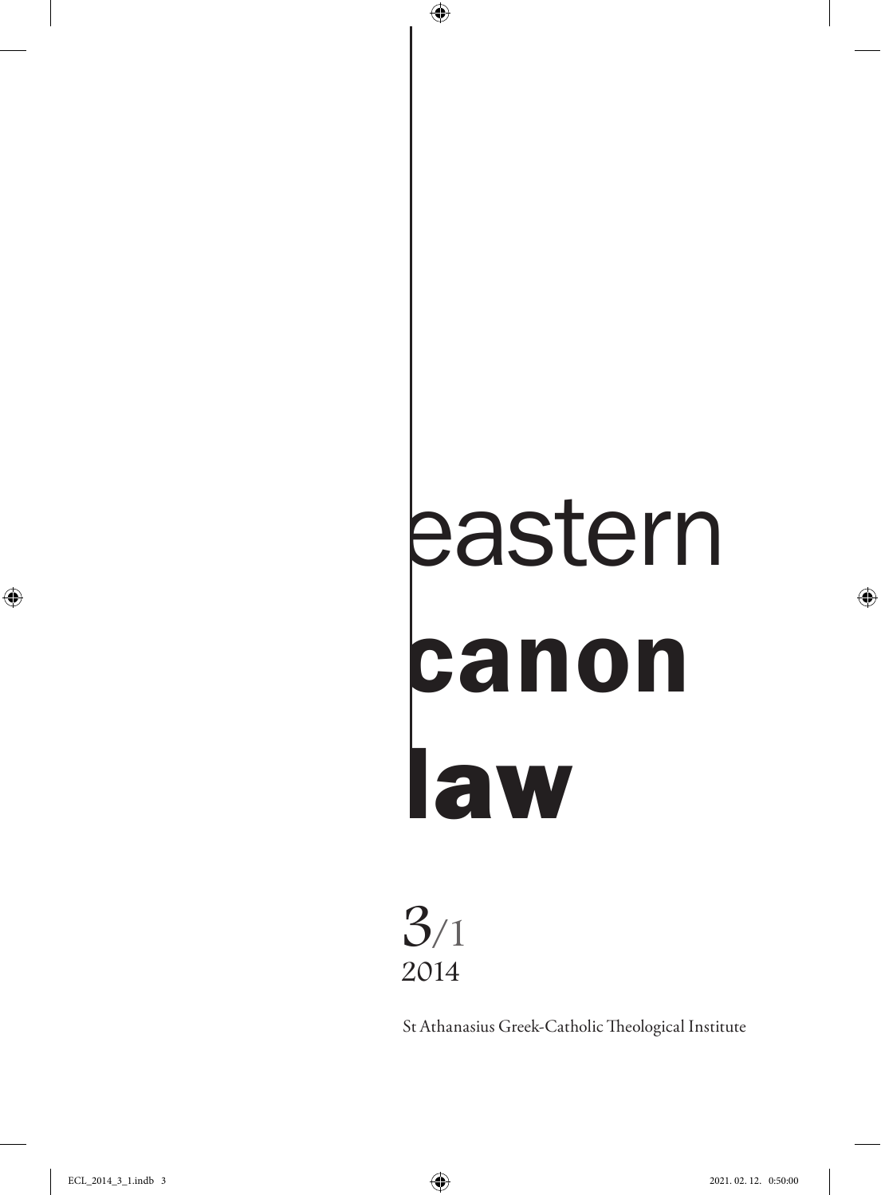# eastern **canon** **law**

3/1
2014

St Athanasius Greek-Catholic Theological Institute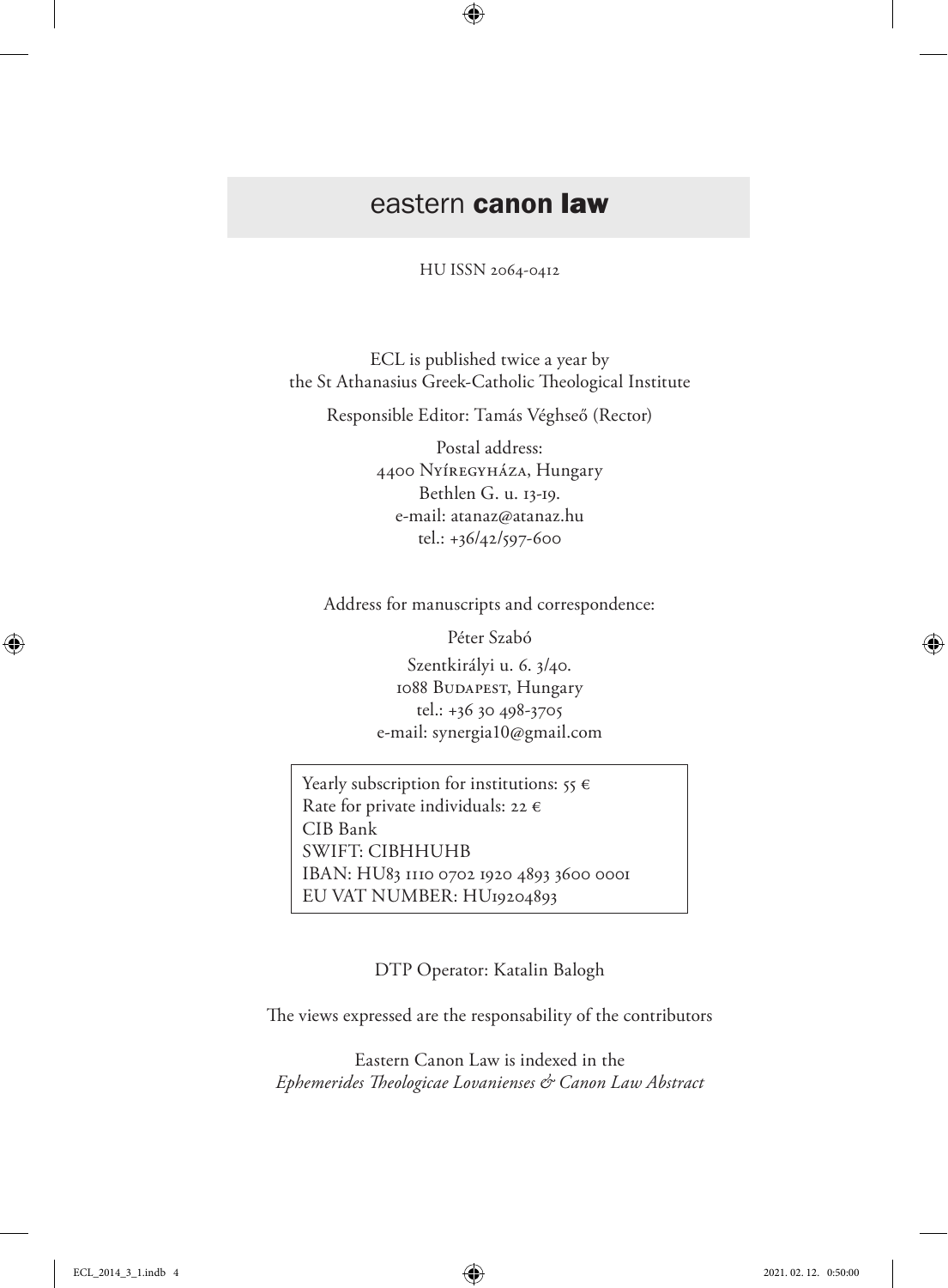# eastern **canon law**

HU ISSN 2064-0412

ECL is published twice a year by
the St Athanasius Greek-Catholic Theological Institute

Responsible Editor: Tamás Véghseő (Rector)

Postal address:
4400 Nyíregyháza, Hungary
Bethlen G. u. 13-19.
e-mail: atanaz@atanaz.hu
tel.: +36/42/597-600

Address for manuscripts and correspondence:

Péter Szabó

Szentkirályi u. 6. 3/40.
1088 Budapest, Hungary
tel.: +36 30 498-3705
e-mail: synergia10@gmail.com

Yearly subscription for institutions: 55 €
Rate for private individuals: 22 €
CIB Bank
SWIFT: CIBHHUHB
IBAN: HU83 1110 0702 1920 4893 3600 0001
EU VAT NUMBER: HU19204893

DTP Operator: Katalin Balogh

The views expressed are the responsability of the contributors

Eastern Canon Law is indexed in the
*Ephemerides Theologicae Lovanienses & Canon Law Abstract*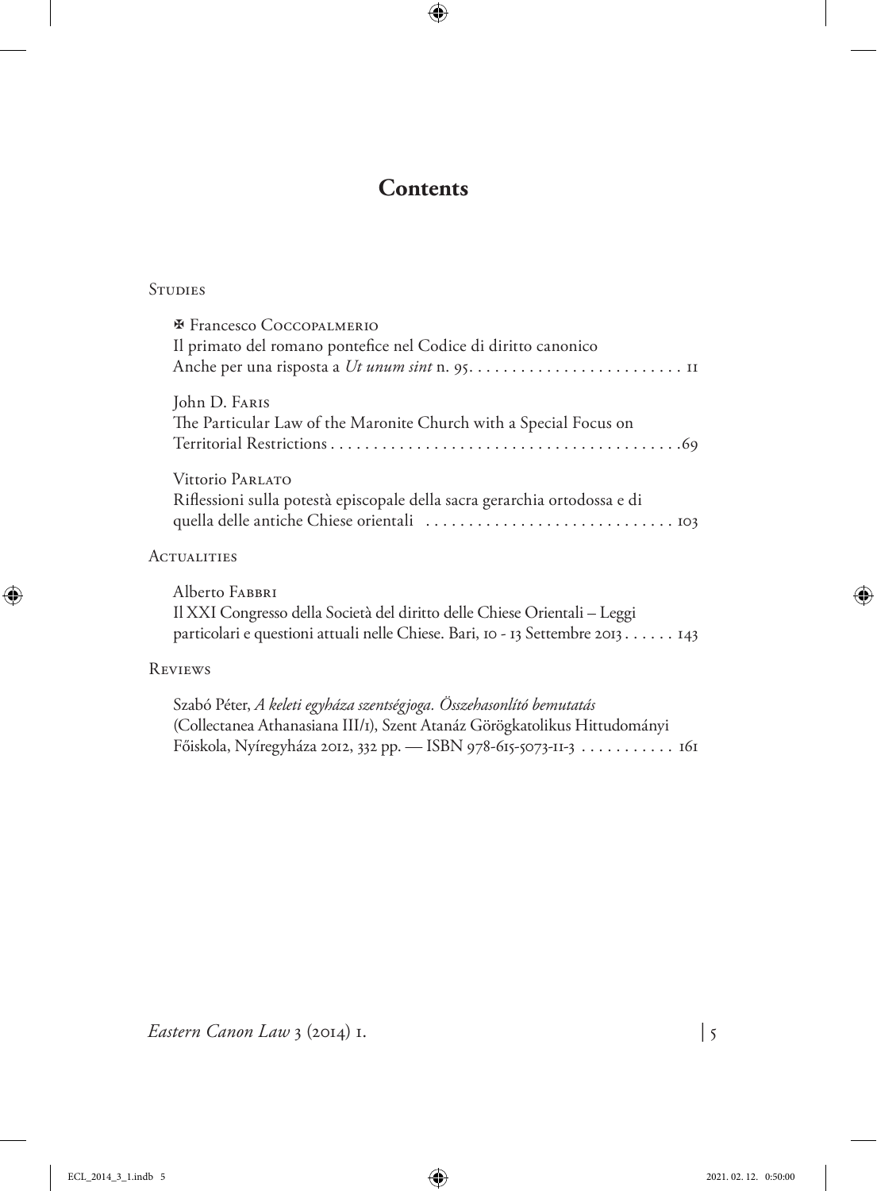# Contents

## Studies

✠ Francesco Coccopalmerio
Il primato del romano pontefice nel Codice di diritto canonico
Anche per una risposta a *Ut unum sint* n. 95. . . . . . . . . . . . . . . . . . . . . . . . . 11

John D. Faris
The Particular Law of the Maronite Church with a Special Focus on
Territorial Restrictions . . . . . . . . . . . . . . . . . . . . . . . . . . . . . . . . . . . . . . . .69

Vittorio Parlato
Riflessioni sulla potestà episcopale della sacra gerarchia ortodossa e di
quella delle antiche Chiese orientali . . . . . . . . . . . . . . . . . . . . . . . . . . . . . 103

## Actualities

Alberto Fabbri
Il XXI Congresso della Società del diritto delle Chiese Orientali – Leggi
particolari e questioni attuali nelle Chiese. Bari, 10 - 13 Settembre 2013 . . . . . . 143

## Reviews

Szabó Péter, *A keleti egyháza szentségjoga. Összehasonlító bemutatás*
(Collectanea Athanasiana III/1), Szent Atanáz Görögkatolikus Hittudományi
Főiskola, Nyíregyháza 2012, 332 pp. — ISBN 978-615-5073-11-3 . . . . . . . . . . . 161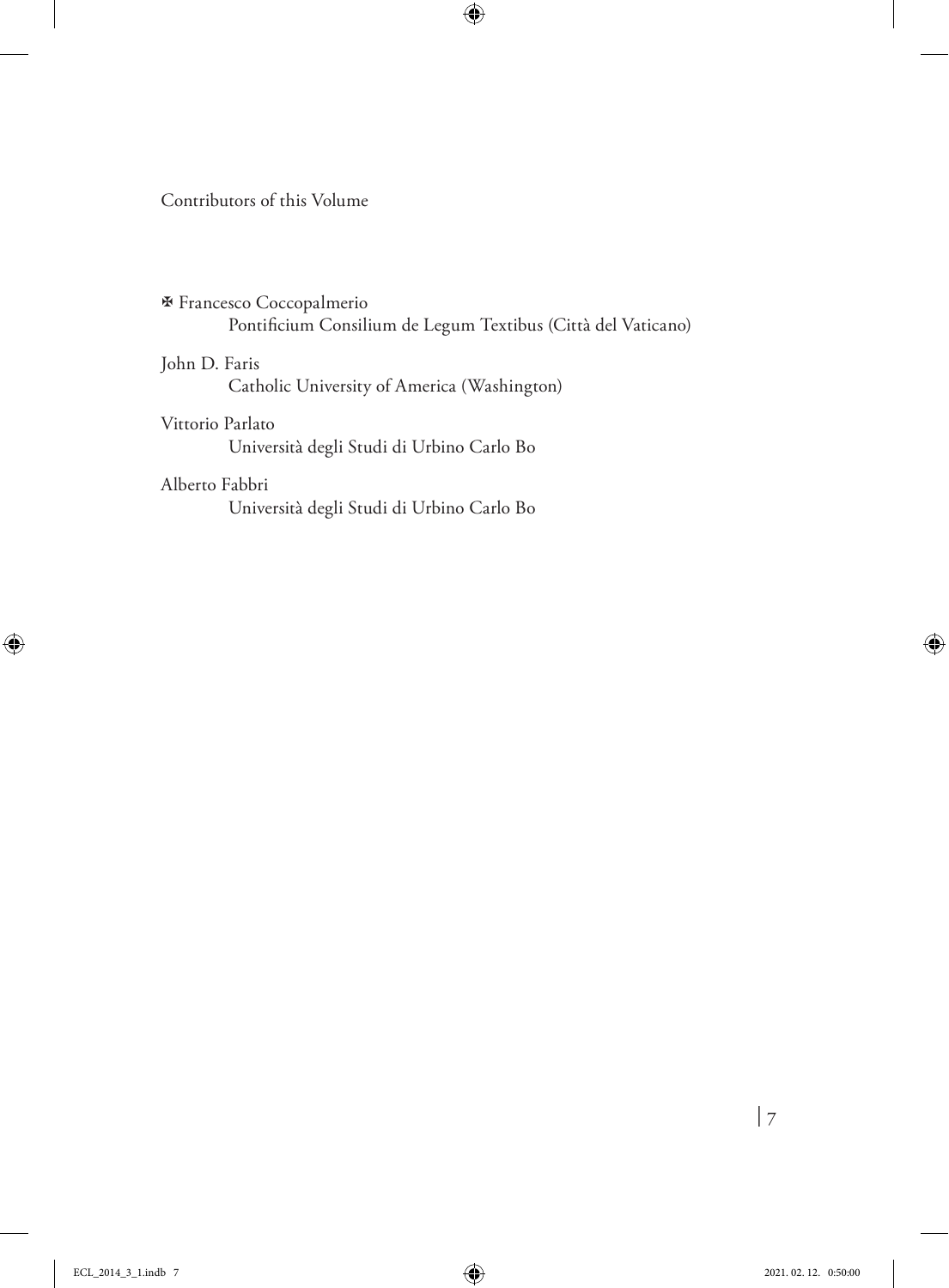## Contributors of this Volume

✠ Francesco Coccopalmerio
Pontificium Consilium de Legum Textibus (Città del Vaticano)

John D. Faris
Catholic University of America (Washington)

Vittorio Parlato
Università degli Studi di Urbino Carlo Bo

Alberto Fabbri
Università degli Studi di Urbino Carlo Bo